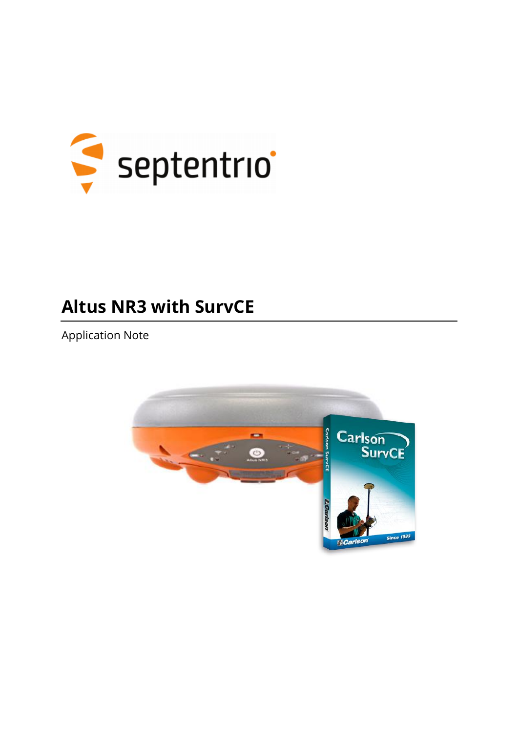# Altus NR3 with SurvCE

Application Note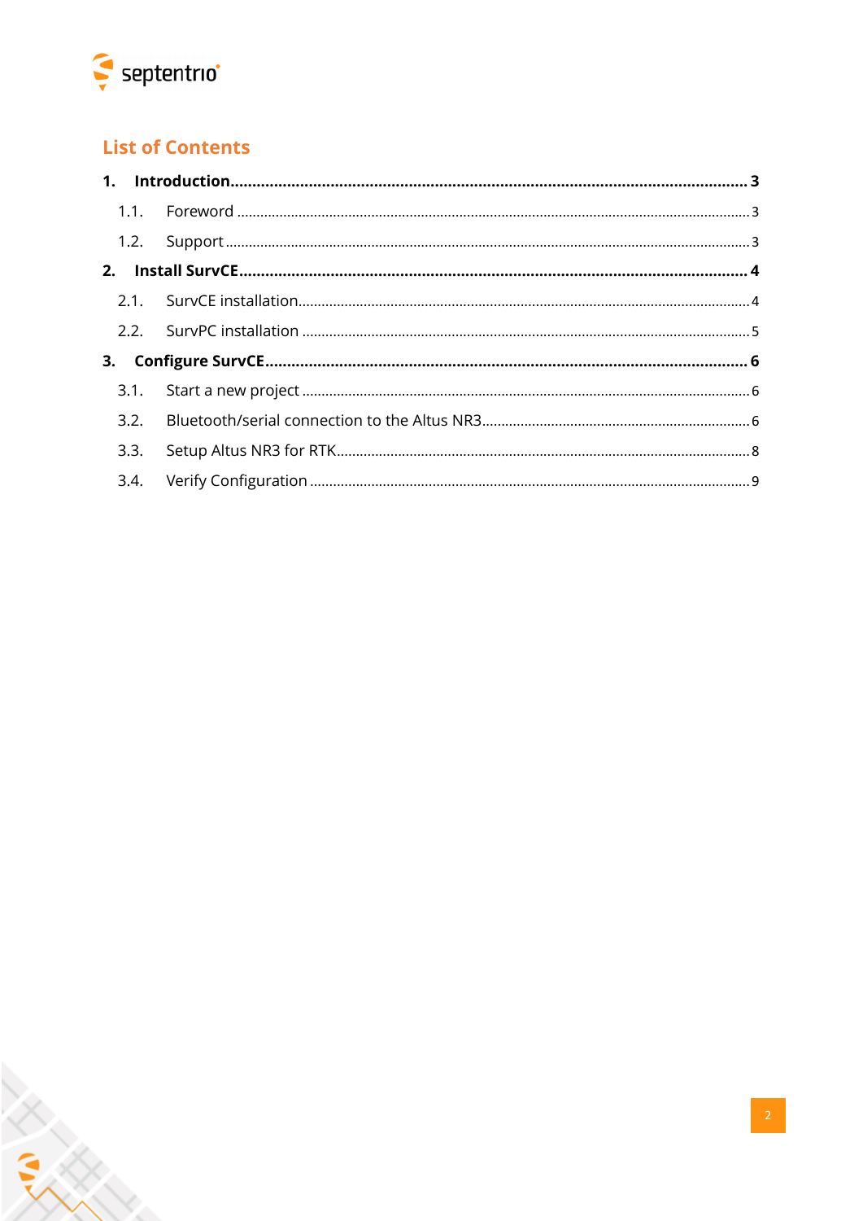## List of Contents

**1. Introduction ..... 3**

- 1.1. Foreword ..... 3
- 1.2. Support ..... 3

**2. Install SurvCE ..... 4**

- 2.1. SurvCE installation ..... 4
- 2.2. SurvPC installation ..... 5

**3. Configure SurvCE ..... 6**

- 3.1. Start a new project ..... 6
- 3.2. Bluetooth/serial connection to the Altus NR3 ..... 6
- 3.3. Setup Altus NR3 for RTK ..... 8
- 3.4. Verify Configuration ..... 9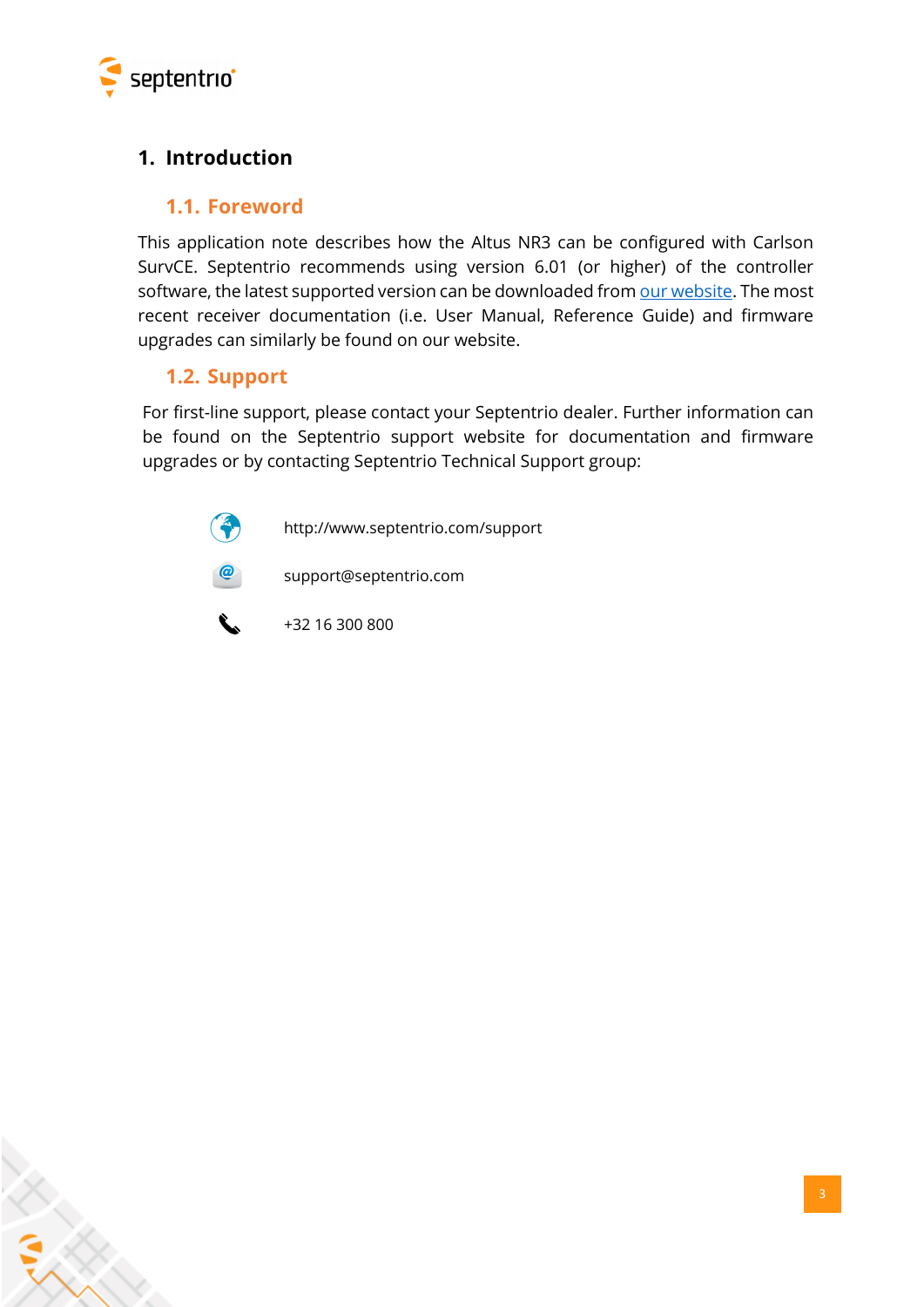# 1. Introduction

## 1.1. Foreword

This application note describes how the Altus NR3 can be configured with Carlson SurvCE. Septentrio recommends using version 6.01 (or higher) of the controller software, the latest supported version can be downloaded from our website. The most recent receiver documentation (i.e. User Manual, Reference Guide) and firmware upgrades can similarly be found on our website.

## 1.2. Support

For first-line support, please contact your Septentrio dealer. Further information can be found on the Septentrio support website for documentation and firmware upgrades or by contacting Septentrio Technical Support group:

http://www.septentrio.com/support

support@septentrio.com

+32 16 300 800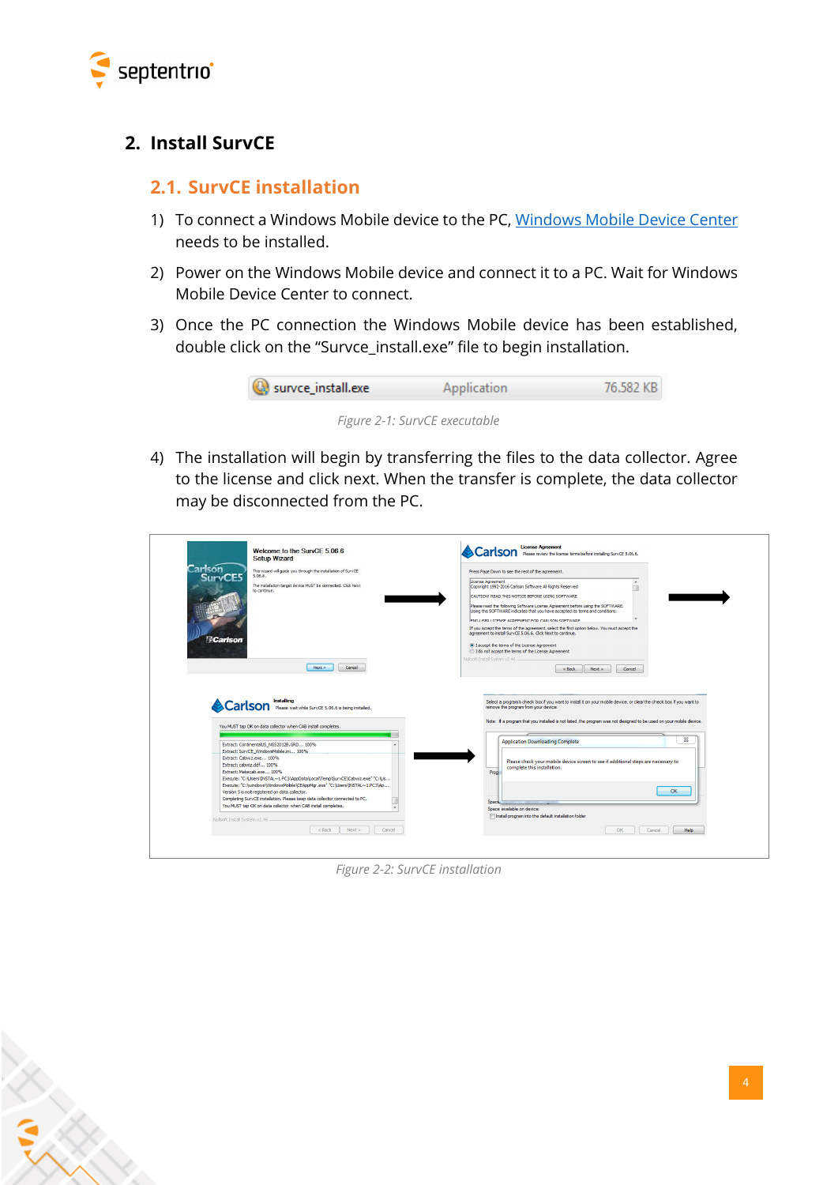## 2. Install SurvCE

### 2.1. SurvCE installation

1) To connect a Windows Mobile device to the PC, [Windows Mobile Device Center](#) needs to be installed.

2) Power on the Windows Mobile device and connect it to a PC. Wait for Windows Mobile Device Center to connect.

3) Once the PC connection the Windows Mobile device has been established, double click on the "Survce_install.exe" file to begin installation.

*Figure 2-1: SurvCE executable*

4) The installation will begin by transferring the files to the data collector. Agree to the license and click next. When the transfer is complete, the data collector may be disconnected from the PC.

*Figure 2-2: SurvCE installation*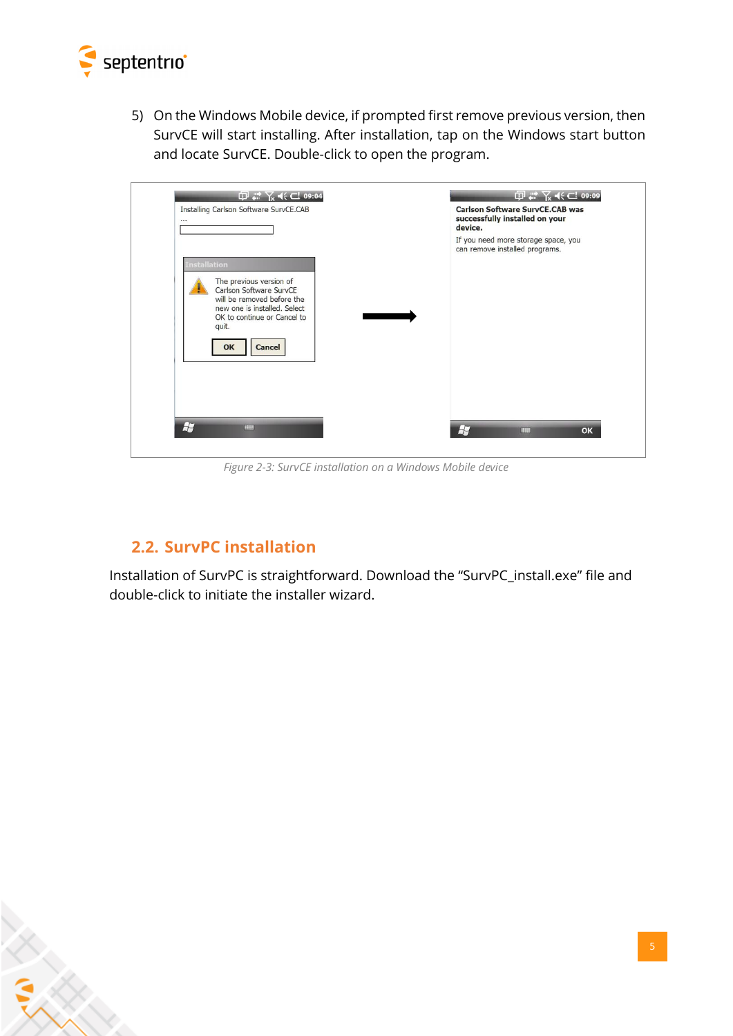5) On the Windows Mobile device, if prompted first remove previous version, then SurvCE will start installing. After installation, tap on the Windows start button and locate SurvCE. Double-click to open the program.

*Figure 2-3: SurvCE installation on a Windows Mobile device*

## 2.2. SurvPC installation

Installation of SurvPC is straightforward. Download the "SurvPC_install.exe" file and double-click to initiate the installer wizard.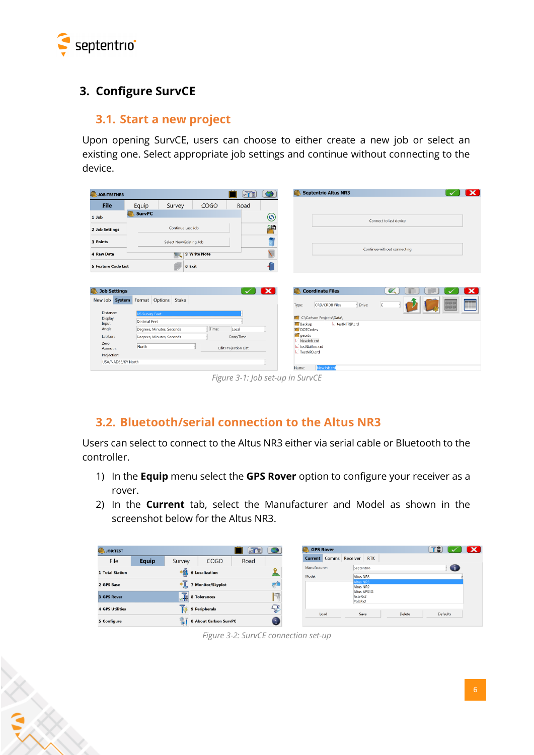## 3. Configure SurvCE

### 3.1. Start a new project

Upon opening SurvCE, users can choose to either create a new job or select an existing one. Select appropriate job settings and continue without connecting to the device.

*Figure 3-1: Job set-up in SurvCE*

### 3.2. Bluetooth/serial connection to the Altus NR3

Users can select to connect to the Altus NR3 either via serial cable or Bluetooth to the controller.

1) In the **Equip** menu select the **GPS Rover** option to configure your receiver as a rover.
2) In the **Current** tab, select the Manufacturer and Model as shown in the screenshot below for the Altus NR3.

*Figure 3-2: SurvCE connection set-up*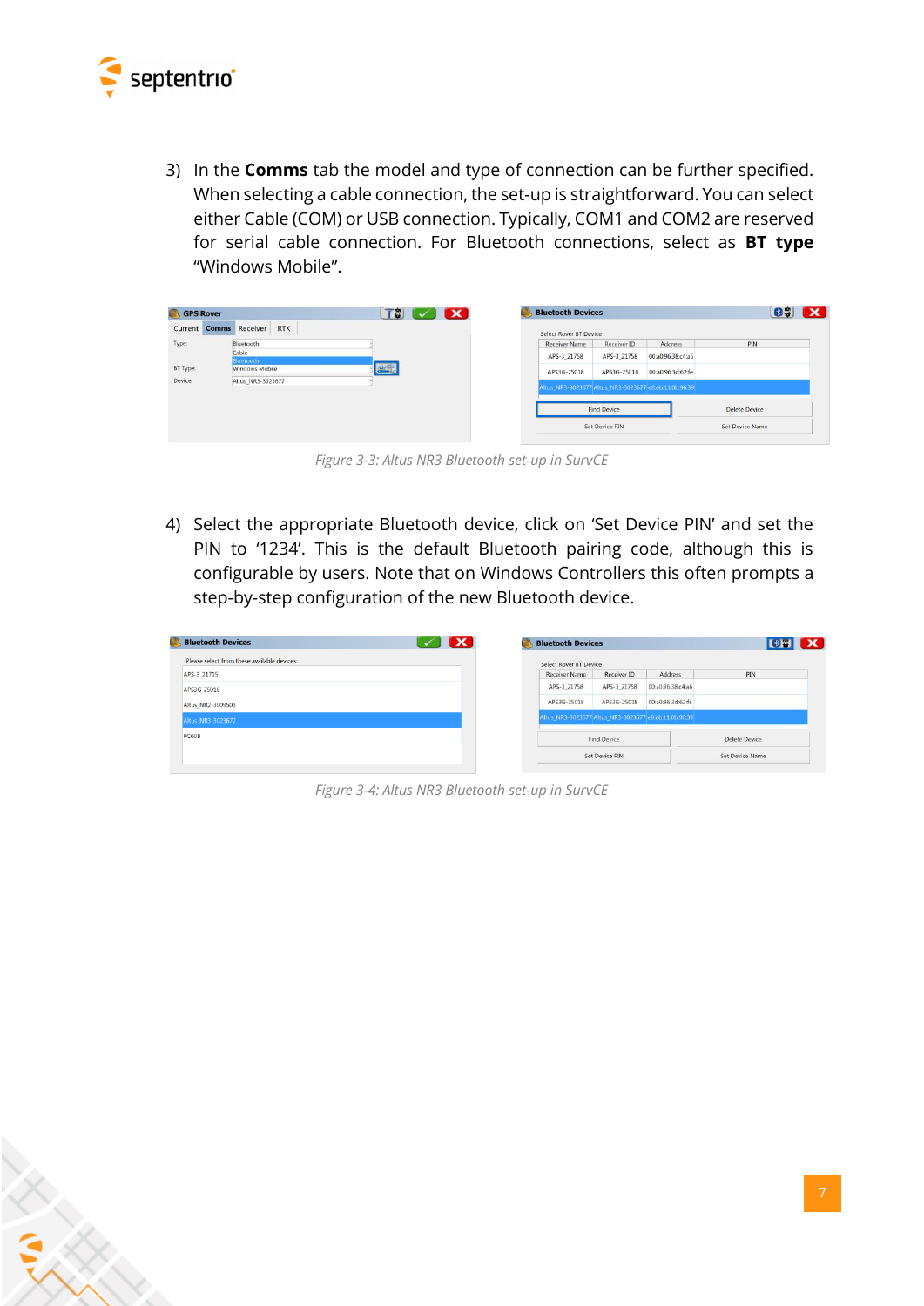3) In the **Comms** tab the model and type of connection can be further specified. When selecting a cable connection, the set-up is straightforward. You can select either Cable (COM) or USB connection. Typically, COM1 and COM2 are reserved for serial cable connection. For Bluetooth connections, select as **BT type** “Windows Mobile”.

*Figure 3-3: Altus NR3 Bluetooth set-up in SurvCE*

4) Select the appropriate Bluetooth device, click on ‘Set Device PIN’ and set the PIN to ‘1234’. This is the default Bluetooth pairing code, although this is configurable by users. Note that on Windows Controllers this often prompts a step-by-step configuration of the new Bluetooth device.

*Figure 3-4: Altus NR3 Bluetooth set-up in SurvCE*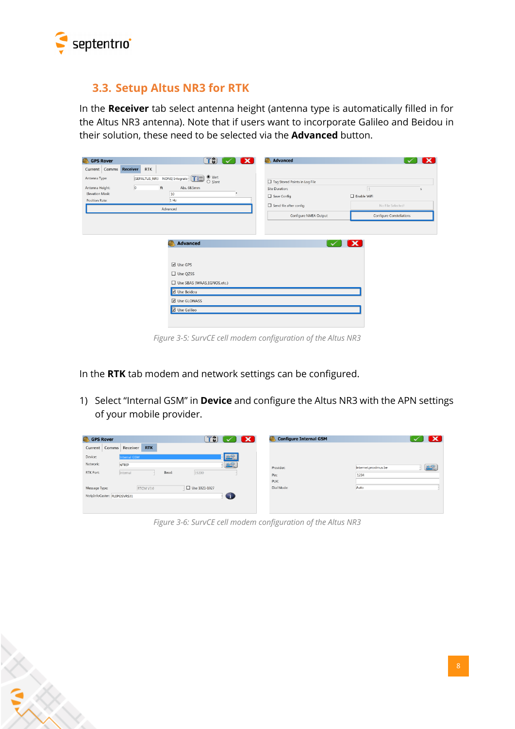## 3.3. Setup Altus NR3 for RTK

In the **Receiver** tab select antenna height (antenna type is automatically filled in for the Altus NR3 antenna). Note that if users want to incorporate Galileo and Beidou in their solution, these need to be selected via the **Advanced** button.

Figure 3-5: SurvCE cell modem configuration of the Altus NR3

In the **RTK** tab modem and network settings can be configured.

1) Select "Internal GSM" in **Device** and configure the Altus NR3 with the APN settings of your mobile provider.

Figure 3-6: SurvCE cell modem configuration of the Altus NR3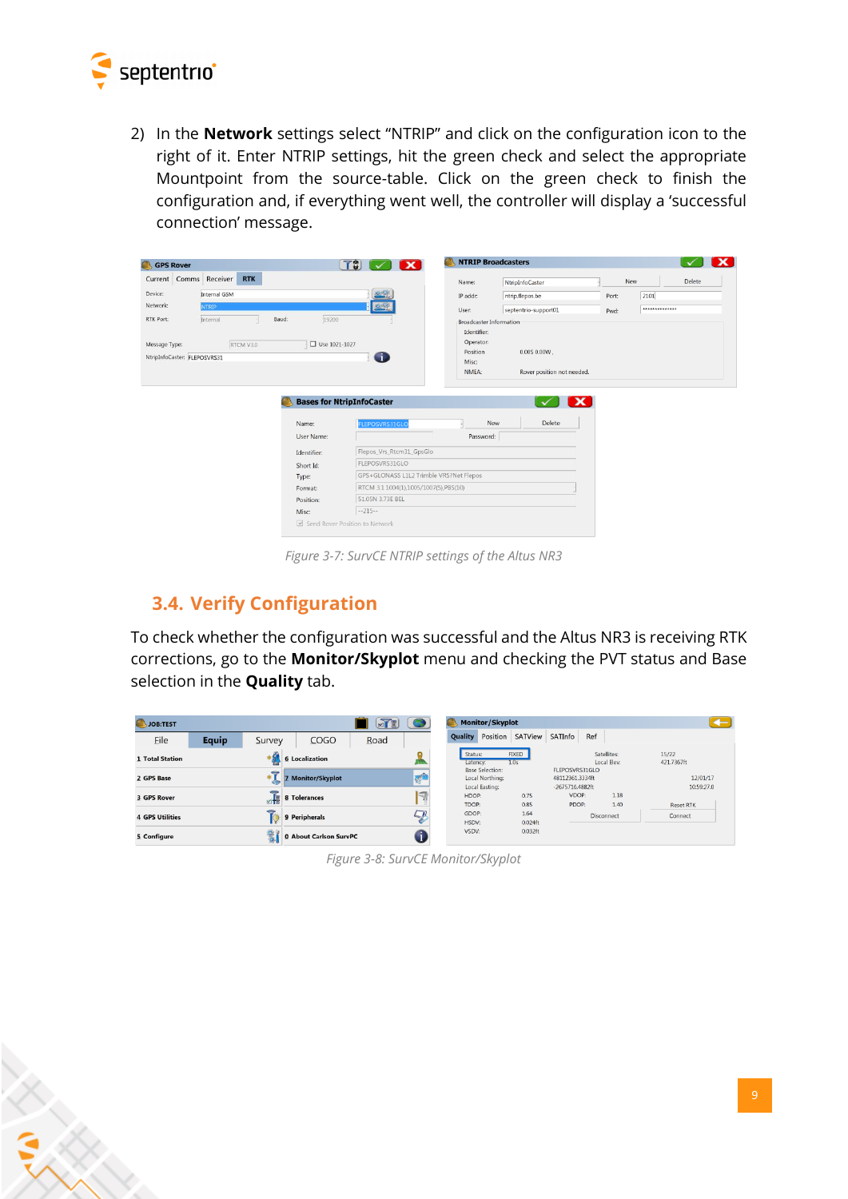2) In the **Network** settings select "NTRIP" and click on the configuration icon to the right of it. Enter NTRIP settings, hit the green check and select the appropriate Mountpoint from the source-table. Click on the green check to finish the configuration and, if everything went well, the controller will display a 'successful connection' message.

*Figure 3-7: SurvCE NTRIP settings of the Altus NR3*

## 3.4. Verify Configuration

To check whether the configuration was successful and the Altus NR3 is receiving RTK corrections, go to the **Monitor/Skyplot** menu and checking the PVT status and Base selection in the **Quality** tab.

*Figure 3-8: SurvCE Monitor/Skyplot*